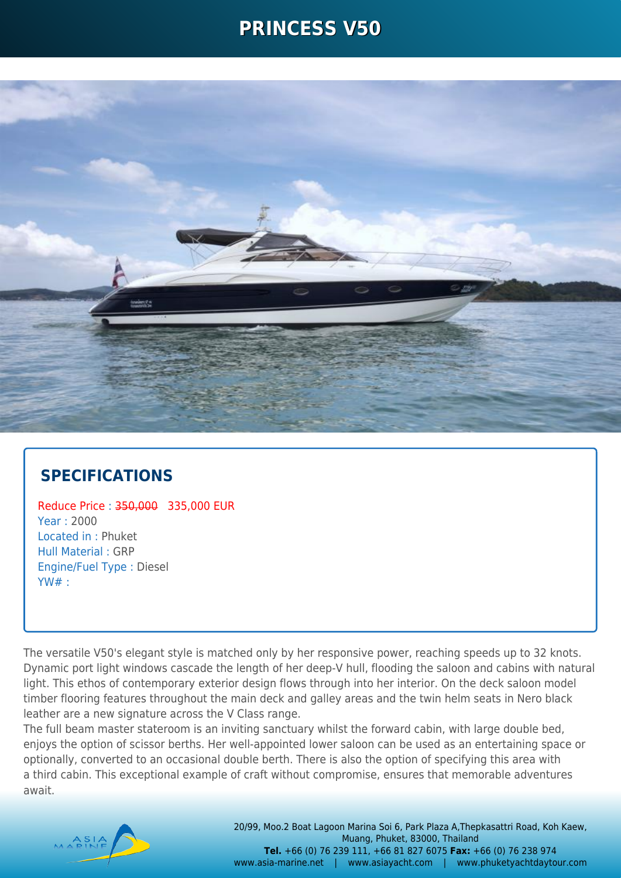# PRINCESS V50

## SPECIFICATIONS

Reduce Price : ~~350,000~~ 335,000 EUR
Year : 2000
Located in : Phuket
Hull Material : GRP
Engine/Fuel Type : Diesel
YW# :

The versatile V50's elegant style is matched only by her responsive power, reaching speeds up to 32 knots. Dynamic port light windows cascade the length of her deep-V hull, flooding the saloon and cabins with natural light. This ethos of contemporary exterior design flows through into her interior. On the deck saloon model timber flooring features throughout the main deck and galley areas and the twin helm seats in Nero black leather are a new signature across the V Class range.
The full beam master stateroom is an inviting sanctuary whilst the forward cabin, with large double bed, enjoys the option of scissor berths. Her well-appointed lower saloon can be used as an entertaining space or optionally, converted to an occasional double berth. There is also the option of specifying this area with a third cabin. This exceptional example of craft without compromise, ensures that memorable adventures await.

20/99, Moo.2 Boat Lagoon Marina Soi 6, Park Plaza A,Thepkasattri Road, Koh Kaew, Muang, Phuket, 83000, Thailand
**Tel.** +66 (0) 76 239 111, +66 81 827 6075 **Fax:** +66 (0) 76 238 974
www.asia-marine.net | www.asiayacht.com | www.phuketyachtdaytour.com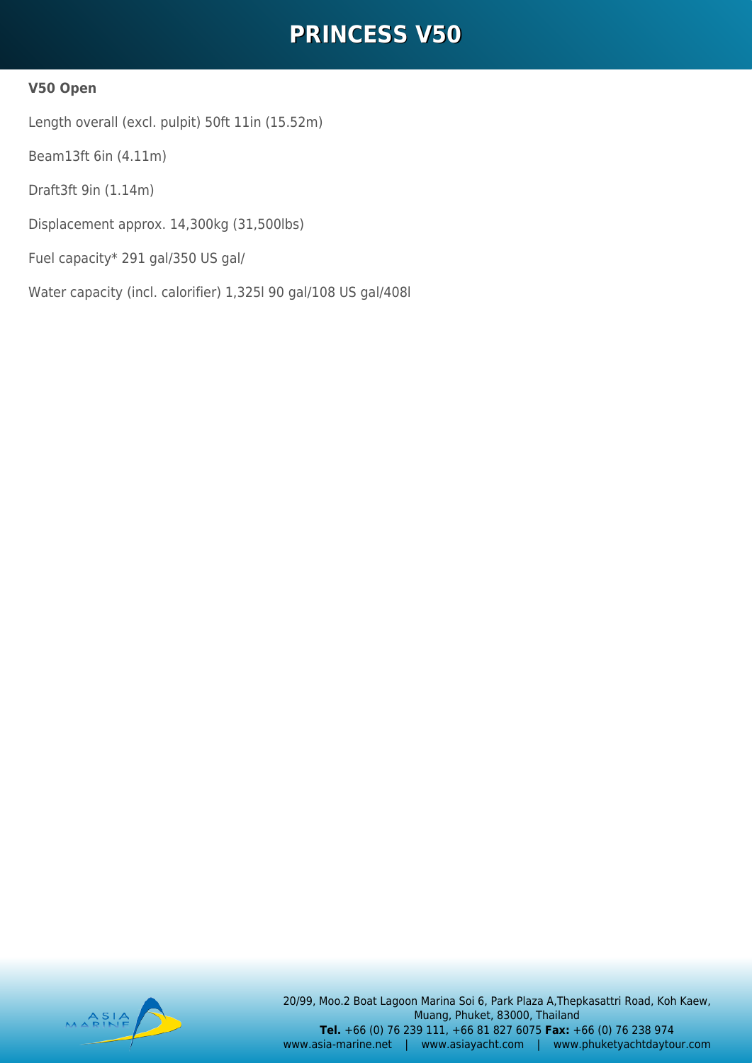**V50 Open**

Length overall (excl. pulpit) 50ft 11in (15.52m)

Beam13ft 6in (4.11m)

Draft3ft 9in (1.14m)

Displacement approx. 14,300kg (31,500lbs)

Fuel capacity* 291 gal/350 US gal/

Water capacity (incl. calorifier) 1,325l 90 gal/108 US gal/408l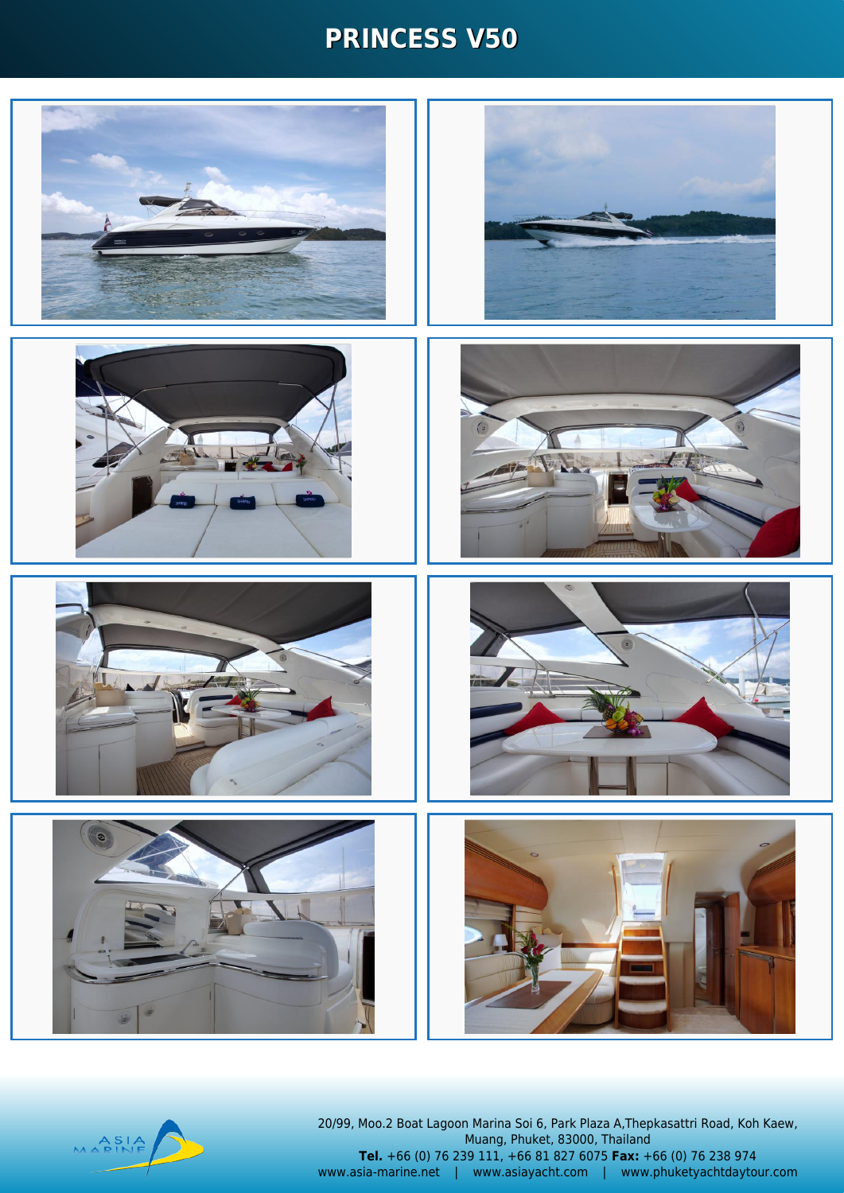# PRINCESS V50

20/99, Moo.2 Boat Lagoon Marina Soi 6, Park Plaza A,Thepkasattri Road, Koh Kaew, Muang, Phuket, 83000, Thailand
**Tel.** +66 (0) 76 239 111, +66 81 827 6075 **Fax:** +66 (0) 76 238 974
www.asia-marine.net | www.asiayacht.com | www.phuketyachtdaytour.com